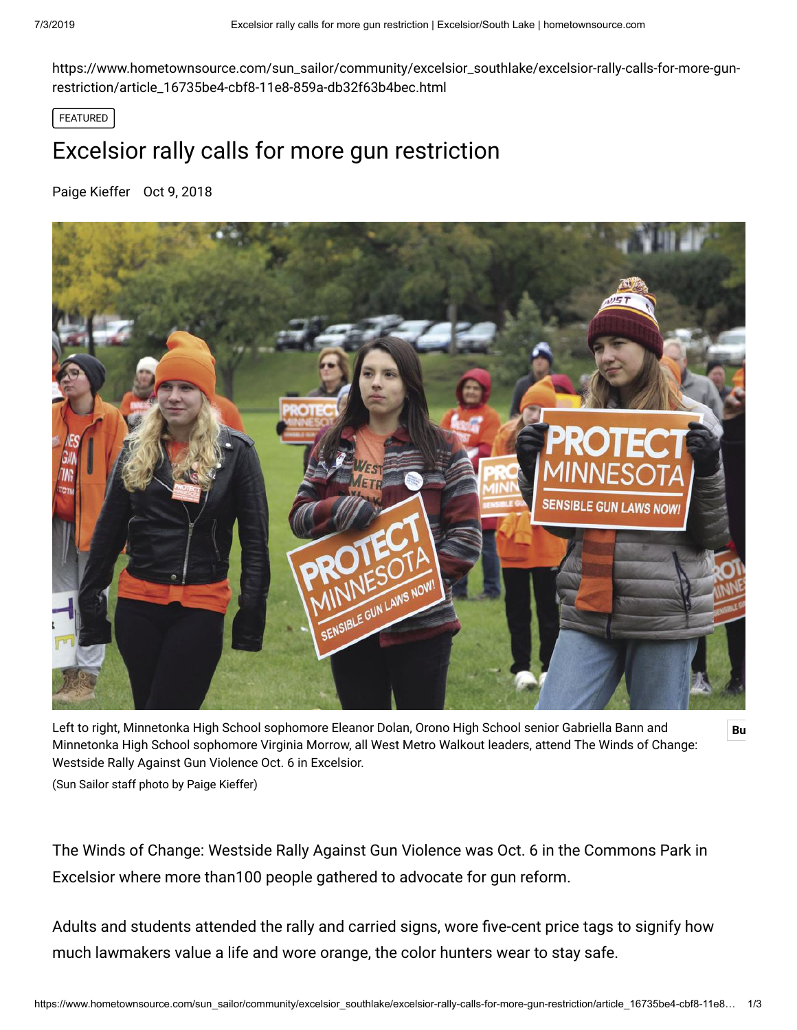https://www.hometownsource.com/sun_sailor/community/excelsior_southlake/excelsior-rally-calls-for-more-gun-restriction/article_16735be4-cbf8-11e8-859a-db32f63b4bec.html

FEATURED

# Excelsior rally calls for more gun restriction

Paige Kieffer Oct 9, 2018

Left to right, Minnetonka High School sophomore Eleanor Dolan, Orono High School senior Gabriella Bann and Minnetonka High School sophomore Virginia Morrow, all West Metro Walkout leaders, attend The Winds of Change: Westside Rally Against Gun Violence Oct. 6 in Excelsior.

(Sun Sailor staff photo by Paige Kieffer)

The Winds of Change: Westside Rally Against Gun Violence was Oct. 6 in the Commons Park in Excelsior where more than100 people gathered to advocate for gun reform.

Adults and students attended the rally and carried signs, wore five-cent price tags to signify how much lawmakers value a life and wore orange, the color hunters wear to stay safe.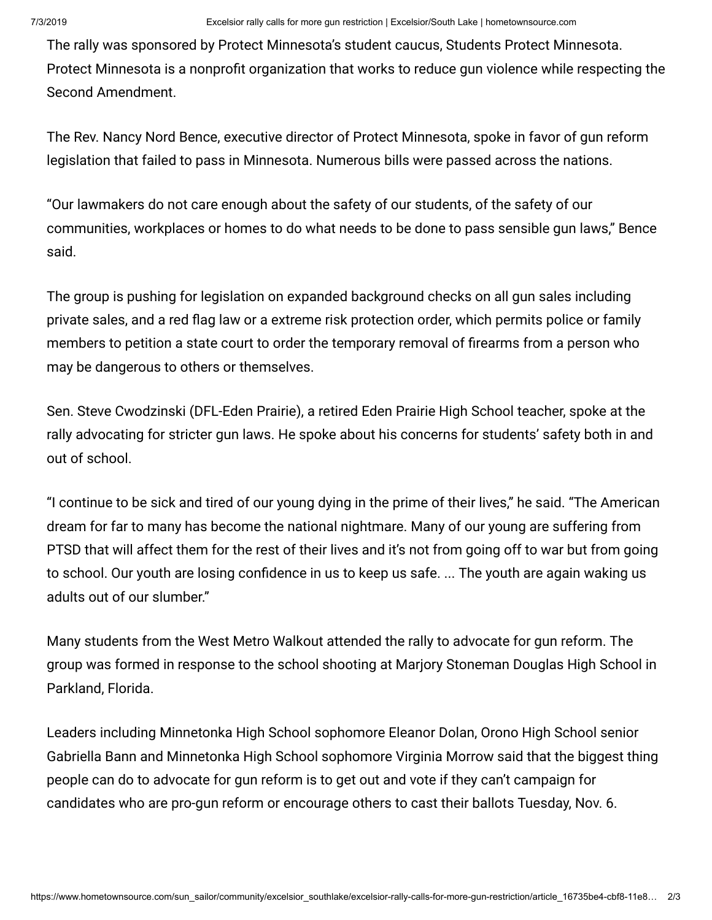The rally was sponsored by Protect Minnesota's student caucus, Students Protect Minnesota. Protect Minnesota is a nonprofit organization that works to reduce gun violence while respecting the Second Amendment.

The Rev. Nancy Nord Bence, executive director of Protect Minnesota, spoke in favor of gun reform legislation that failed to pass in Minnesota. Numerous bills were passed across the nations.

"Our lawmakers do not care enough about the safety of our students, of the safety of our communities, workplaces or homes to do what needs to be done to pass sensible gun laws," Bence said.

The group is pushing for legislation on expanded background checks on all gun sales including private sales, and a red flag law or a extreme risk protection order, which permits police or family members to petition a state court to order the temporary removal of firearms from a person who may be dangerous to others or themselves.

Sen. Steve Cwodzinski (DFL-Eden Prairie), a retired Eden Prairie High School teacher, spoke at the rally advocating for stricter gun laws. He spoke about his concerns for students' safety both in and out of school.

"I continue to be sick and tired of our young dying in the prime of their lives," he said. "The American dream for far to many has become the national nightmare. Many of our young are suffering from PTSD that will affect them for the rest of their lives and it's not from going off to war but from going to school. Our youth are losing confidence in us to keep us safe. ... The youth are again waking us adults out of our slumber."

Many students from the West Metro Walkout attended the rally to advocate for gun reform. The group was formed in response to the school shooting at Marjory Stoneman Douglas High School in Parkland, Florida.

Leaders including Minnetonka High School sophomore Eleanor Dolan, Orono High School senior Gabriella Bann and Minnetonka High School sophomore Virginia Morrow said that the biggest thing people can do to advocate for gun reform is to get out and vote if they can't campaign for candidates who are pro-gun reform or encourage others to cast their ballots Tuesday, Nov. 6.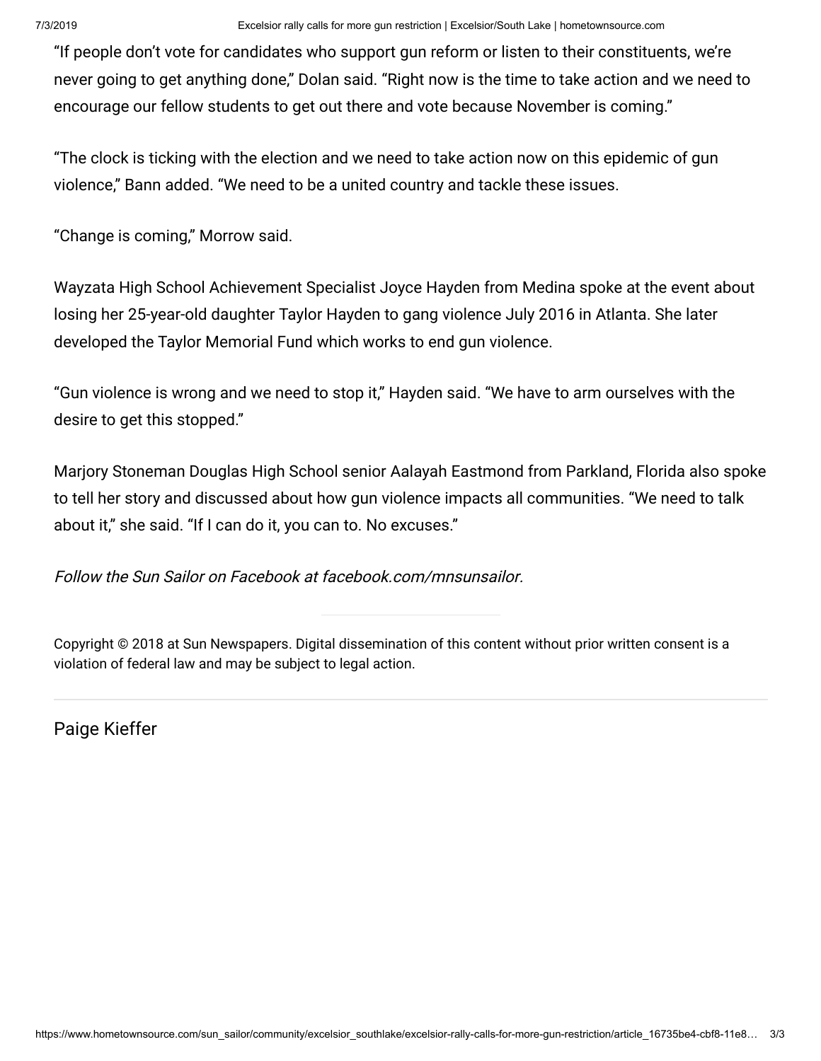"If people don't vote for candidates who support gun reform or listen to their constituents, we're never going to get anything done," Dolan said. "Right now is the time to take action and we need to encourage our fellow students to get out there and vote because November is coming."

"The clock is ticking with the election and we need to take action now on this epidemic of gun violence," Bann added. "We need to be a united country and tackle these issues.

"Change is coming," Morrow said.

Wayzata High School Achievement Specialist Joyce Hayden from Medina spoke at the event about losing her 25-year-old daughter Taylor Hayden to gang violence July 2016 in Atlanta. She later developed the Taylor Memorial Fund which works to end gun violence.

"Gun violence is wrong and we need to stop it," Hayden said. "We have to arm ourselves with the desire to get this stopped."

Marjory Stoneman Douglas High School senior Aalayah Eastmond from Parkland, Florida also spoke to tell her story and discussed about how gun violence impacts all communities. "We need to talk about it," she said. "If I can do it, you can to. No excuses."

*Follow the Sun Sailor on Facebook at facebook.com/mnsunsailor.*

---

Copyright © 2018 at Sun Newspapers. Digital dissemination of this content without prior written consent is a violation of federal law and may be subject to legal action.

---

Paige Kieffer